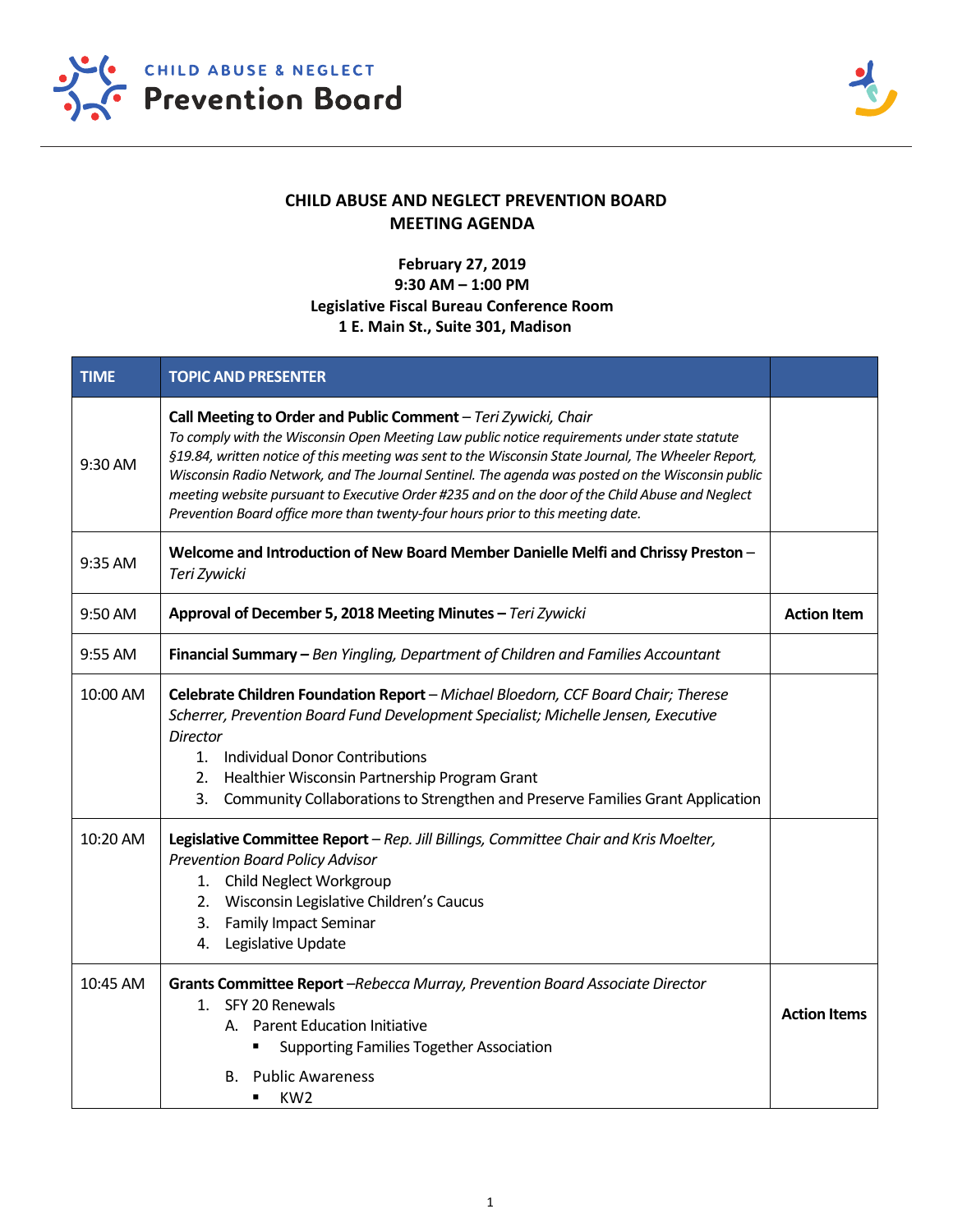CHILD ABUSE & NEGLECT
**Prevention Board**

# CHILD ABUSE AND NEGLECT PREVENTION BOARD
## MEETING AGENDA

**February 27, 2019**
**9:30 AM – 1:00 PM**
**Legislative Fiscal Bureau Conference Room**
**1 E. Main St., Suite 301, Madison**

| TIME | TOPIC AND PRESENTER | |
|---|---|---|
| 9:30 AM | **Call Meeting to Order and Public Comment** – *Teri Zywicki, Chair*<br>*To comply with the Wisconsin Open Meeting Law public notice requirements under state statute §19.84, written notice of this meeting was sent to the Wisconsin State Journal, The Wheeler Report, Wisconsin Radio Network, and The Journal Sentinel. The agenda was posted on the Wisconsin public meeting website pursuant to Executive Order #235 and on the door of the Child Abuse and Neglect Prevention Board office more than twenty-four hours prior to this meeting date.* | |
| 9:35 AM | **Welcome and Introduction of New Board Member Danielle Melfi and Chrissy Preston** – *Teri Zywicki* | |
| 9:50 AM | **Approval of December 5, 2018 Meeting Minutes –** *Teri Zywicki* | **Action Item** |
| 9:55 AM | **Financial Summary –** *Ben Yingling, Department of Children and Families Accountant* | |
| 10:00 AM | **Celebrate Children Foundation Report** – *Michael Bloedorn, CCF Board Chair; Therese Scherrer, Prevention Board Fund Development Specialist; Michelle Jensen, Executive Director*<br>1. Individual Donor Contributions<br>2. Healthier Wisconsin Partnership Program Grant<br>3. Community Collaborations to Strengthen and Preserve Families Grant Application | |
| 10:20 AM | **Legislative Committee Report** – *Rep. Jill Billings, Committee Chair and Kris Moelter, Prevention Board Policy Advisor*<br>1. Child Neglect Workgroup<br>2. Wisconsin Legislative Children's Caucus<br>3. Family Impact Seminar<br>4. Legislative Update | |
| 10:45 AM | **Grants Committee Report** –*Rebecca Murray, Prevention Board Associate Director*<br>1. SFY 20 Renewals<br>A. Parent Education Initiative<br>▪ Supporting Families Together Association<br>B. Public Awareness<br>▪ KW2 | **Action Items** |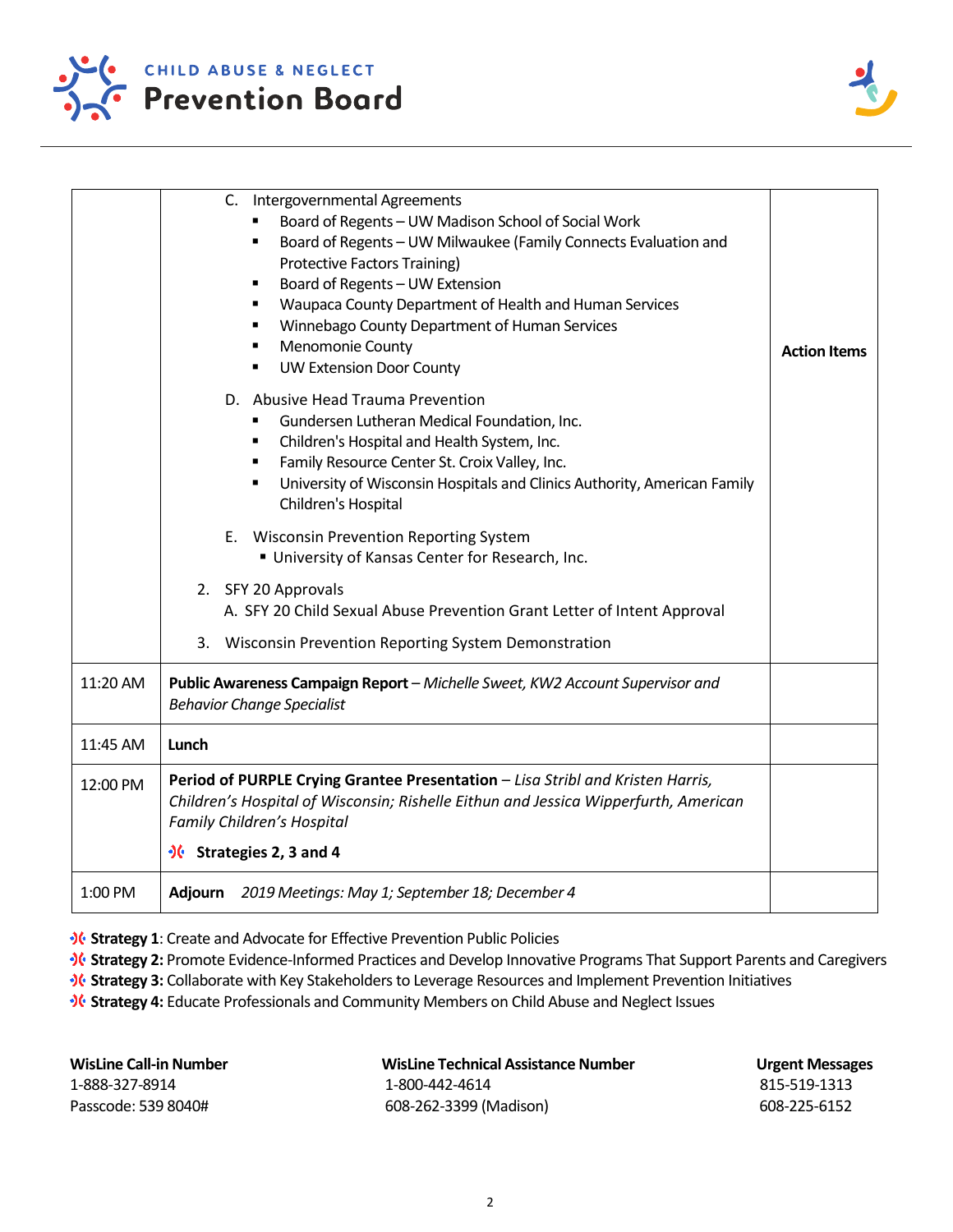# CHILD ABUSE & NEGLECT Prevention Board

| | | |
|---|---|---|
| | C. Intergovernmental Agreements<br>▪ Board of Regents – UW Madison School of Social Work<br>▪ Board of Regents – UW Milwaukee (Family Connects Evaluation and Protective Factors Training)<br>▪ Board of Regents – UW Extension<br>▪ Waupaca County Department of Health and Human Services<br>▪ Winnebago County Department of Human Services<br>▪ Menomonie County<br>▪ UW Extension Door County<br><br>D. Abusive Head Trauma Prevention<br>▪ Gundersen Lutheran Medical Foundation, Inc.<br>▪ Children's Hospital and Health System, Inc.<br>▪ Family Resource Center St. Croix Valley, Inc.<br>▪ University of Wisconsin Hospitals and Clinics Authority, American Family Children's Hospital<br><br>E. Wisconsin Prevention Reporting System<br>▪ University of Kansas Center for Research, Inc.<br><br>2. SFY 20 Approvals<br>A. SFY 20 Child Sexual Abuse Prevention Grant Letter of Intent Approval<br><br>3. Wisconsin Prevention Reporting System Demonstration | **Action Items** |
| 11:20 AM | **Public Awareness Campaign Report** – *Michelle Sweet, KW2 Account Supervisor and Behavior Change Specialist* | |
| 11:45 AM | **Lunch** | |
| 12:00 PM | **Period of PURPLE Crying Grantee Presentation** – *Lisa Stribl and Kristen Harris, Children's Hospital of Wisconsin; Rishelle Eithun and Jessica Wipperfurth, American Family Children's Hospital*<br><br>**Strategies 2, 3 and 4** | |
| 1:00 PM | **Adjourn** *2019 Meetings: May 1; September 18; December 4* | |

**Strategy 1**: Create and Advocate for Effective Prevention Public Policies
**Strategy 2:** Promote Evidence-Informed Practices and Develop Innovative Programs That Support Parents and Caregivers
**Strategy 3:** Collaborate with Key Stakeholders to Leverage Resources and Implement Prevention Initiatives
**Strategy 4:** Educate Professionals and Community Members on Child Abuse and Neglect Issues

**WisLine Call-in Number**
1-888-327-8914
Passcode: 539 8040#

**WisLine Technical Assistance Number**
1-800-442-4614
608-262-3399 (Madison)

**Urgent Messages**
815-519-1313
608-225-6152